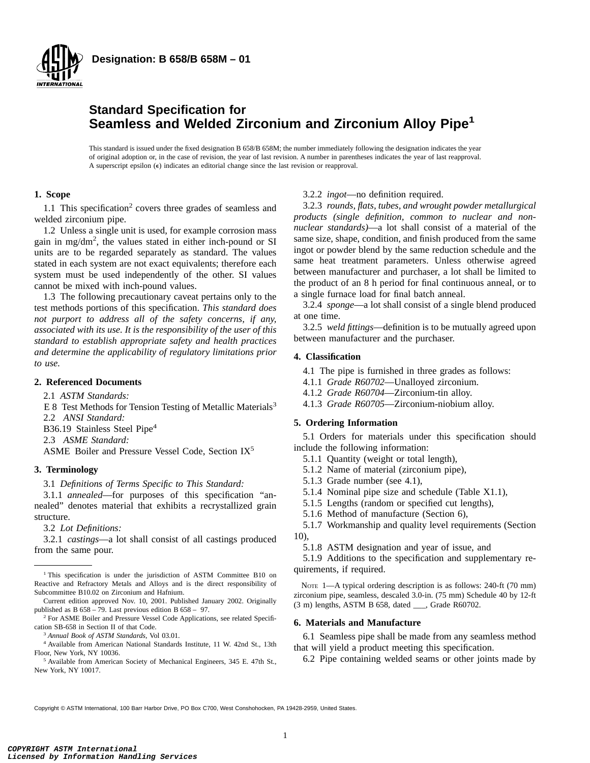Designation: B 658/B 658M – 01

# Standard Specification for Seamless and Welded Zirconium and Zirconium Alloy Pipe[1]

This standard is issued under the fixed designation B 658/B 658M; the number immediately following the designation indicates the year of original adoption or, in the case of revision, the year of last revision. A number in parentheses indicates the year of last reapproval. A superscript epsilon (ε) indicates an editorial change since the last revision or reapproval.

## 1. Scope

1.1 This specification[2] covers three grades of seamless and welded zirconium pipe.

1.2 Unless a single unit is used, for example corrosion mass gain in mg/dm$^2$, the values stated in either inch-pound or SI units are to be regarded separately as standard. The values stated in each system are not exact equivalents; therefore each system must be used independently of the other. SI values cannot be mixed with inch-pound values.

1.3 The following precautionary caveat pertains only to the test methods portions of this specification. *This standard does not purport to address all of the safety concerns, if any, associated with its use. It is the responsibility of the user of this standard to establish appropriate safety and health practices and determine the applicability of regulatory limitations prior to use.*

## 2. Referenced Documents

2.1 *ASTM Standards:*

E 8 Test Methods for Tension Testing of Metallic Materials[3]

2.2 *ANSI Standard:*

B36.19 Stainless Steel Pipe[4]

2.3 *ASME Standard:*

ASME Boiler and Pressure Vessel Code, Section IX[5]

## 3. Terminology

3.1 *Definitions of Terms Specific to This Standard:*

3.1.1 *annealed*—for purposes of this specification "annealed" denotes material that exhibits a recrystallized grain structure.

3.2 *Lot Definitions:*

3.2.1 *castings*—a lot shall consist of all castings produced from the same pour.

3.2.2 *ingot*—no definition required.

3.2.3 *rounds, flats, tubes, and wrought powder metallurgical products (single definition, common to nuclear and non-nuclear standards)*—a lot shall consist of a material of the same size, shape, condition, and finish produced from the same ingot or powder blend by the same reduction schedule and the same heat treatment parameters. Unless otherwise agreed between manufacturer and purchaser, a lot shall be limited to the product of an 8 h period for final continuous anneal, or to a single furnace load for final batch anneal.

3.2.4 *sponge*—a lot shall consist of a single blend produced at one time.

3.2.5 *weld fittings*—definition is to be mutually agreed upon between manufacturer and the purchaser.

## 4. Classification

4.1 The pipe is furnished in three grades as follows:

4.1.1 *Grade R60702*—Unalloyed zirconium.

4.1.2 *Grade R60704*—Zirconium-tin alloy.

4.1.3 *Grade R60705*—Zirconium-niobium alloy.

## 5. Ordering Information

5.1 Orders for materials under this specification should include the following information:

5.1.1 Quantity (weight or total length),

5.1.2 Name of material (zirconium pipe),

5.1.3 Grade number (see 4.1),

5.1.4 Nominal pipe size and schedule (Table X1.1),

5.1.5 Lengths (random or specified cut lengths),

5.1.6 Method of manufacture (Section 6),

5.1.7 Workmanship and quality level requirements (Section 10),

5.1.8 ASTM designation and year of issue, and

5.1.9 Additions to the specification and supplementary requirements, if required.

NOTE 1—A typical ordering description is as follows: 240-ft (70 mm) zirconium pipe, seamless, descaled 3.0-in. (75 mm) Schedule 40 by 12-ft (3 m) lengths, ASTM B 658, dated ___, Grade R60702.

## 6. Materials and Manufacture

6.1 Seamless pipe shall be made from any seamless method that will yield a product meeting this specification.

6.2 Pipe containing welded seams or other joints made by

---

[1] This specification is under the jurisdiction of ASTM Committee B10 on Reactive and Refractory Metals and Alloys and is the direct responsibility of Subcommittee B10.02 on Zirconium and Hafnium.

Current edition approved Nov. 10, 2001. Published January 2002. Originally published as B 658 – 79. Last previous edition B 658 – 97.

[2] For ASME Boiler and Pressure Vessel Code Applications, see related Specification SB-658 in Section II of that Code.

[3] *Annual Book of ASTM Standards*, Vol 03.01.

[4] Available from American National Standards Institute, 11 W. 42nd St., 13th Floor, New York, NY 10036.

[5] Available from American Society of Mechanical Engineers, 345 E. 47th St., New York, NY 10017.

Copyright © ASTM International, 100 Barr Harbor Drive, PO Box C700, West Conshohocken, PA 19428-2959, United States.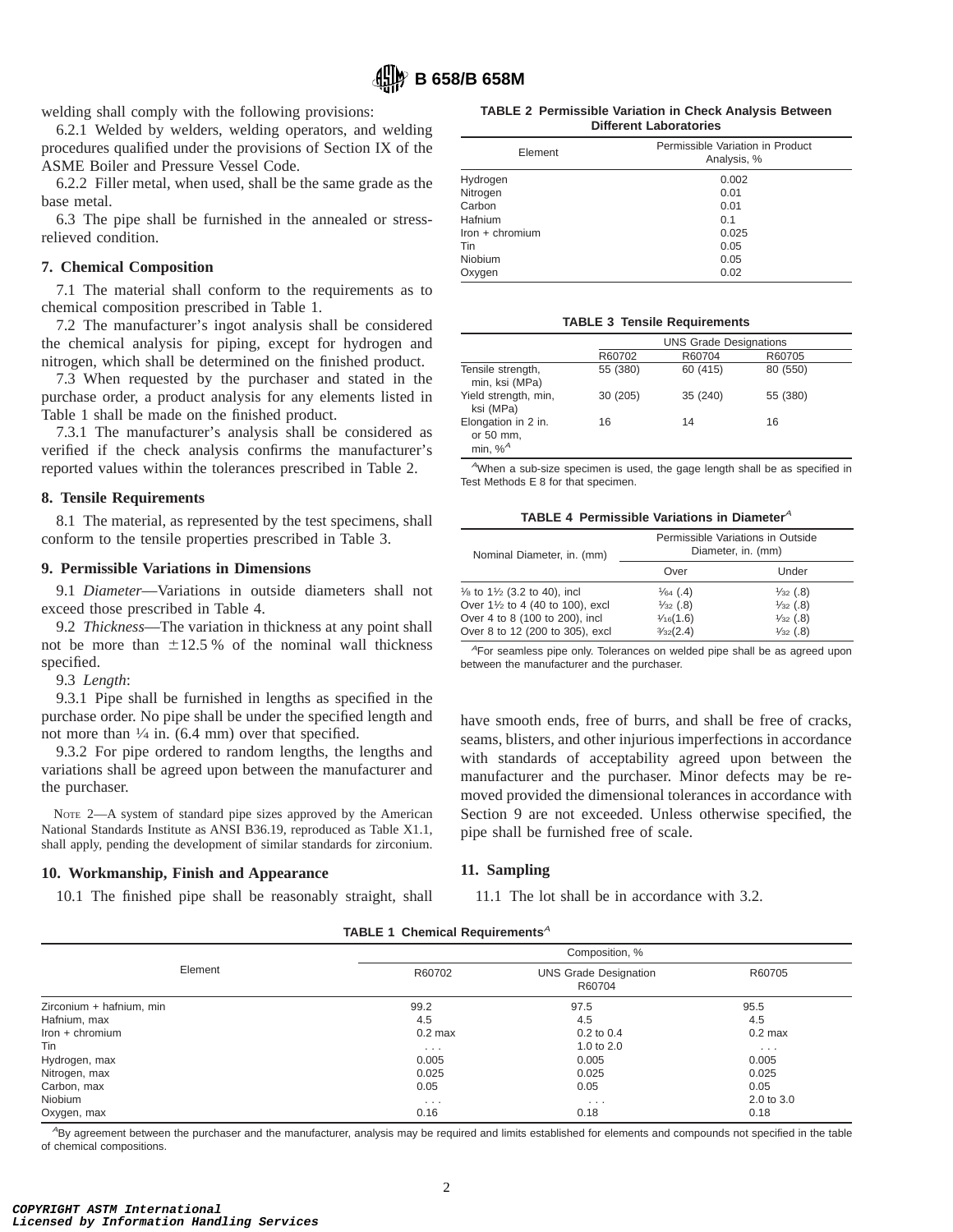welding shall comply with the following provisions:

6.2.1 Welded by welders, welding operators, and welding procedures qualified under the provisions of Section IX of the ASME Boiler and Pressure Vessel Code.

6.2.2 Filler metal, when used, shall be the same grade as the base metal.

6.3 The pipe shall be furnished in the annealed or stress-relieved condition.

## 7. Chemical Composition

7.1 The material shall conform to the requirements as to chemical composition prescribed in Table 1.

7.2 The manufacturer's ingot analysis shall be considered the chemical analysis for piping, except for hydrogen and nitrogen, which shall be determined on the finished product.

7.3 When requested by the purchaser and stated in the purchase order, a product analysis for any elements listed in Table 1 shall be made on the finished product.

7.3.1 The manufacturer's analysis shall be considered as verified if the check analysis confirms the manufacturer's reported values within the tolerances prescribed in Table 2.

## 8. Tensile Requirements

8.1 The material, as represented by the test specimens, shall conform to the tensile properties prescribed in Table 3.

## 9. Permissible Variations in Dimensions

9.1 *Diameter*—Variations in outside diameters shall not exceed those prescribed in Table 4.

9.2 *Thickness*—The variation in thickness at any point shall not be more than ±12.5 % of the nominal wall thickness specified.

9.3 *Length*:

9.3.1 Pipe shall be furnished in lengths as specified in the purchase order. No pipe shall be under the specified length and not more than ¼ in. (6.4 mm) over that specified.

9.3.2 For pipe ordered to random lengths, the lengths and variations shall be agreed upon between the manufacturer and the purchaser.

NOTE 2—A system of standard pipe sizes approved by the American National Standards Institute as ANSI B36.19, reproduced as Table X1.1, shall apply, pending the development of similar standards for zirconium.

## 10. Workmanship, Finish and Appearance

10.1 The finished pipe shall be reasonably straight, shall have smooth ends, free of burrs, and shall be free of cracks, seams, blisters, and other injurious imperfections in accordance with standards of acceptability agreed upon between the manufacturer and the purchaser. Minor defects may be removed provided the dimensional tolerances in accordance with Section 9 are not exceeded. Unless otherwise specified, the pipe shall be furnished free of scale.

## 11. Sampling

11.1 The lot shall be in accordance with 3.2.

**TABLE 2 Permissible Variation in Check Analysis Between Different Laboratories**

| Element | Permissible Variation in Product Analysis, % |
|---|---|
| Hydrogen | 0.002 |
| Nitrogen | 0.01 |
| Carbon | 0.01 |
| Hafnium | 0.1 |
| Iron + chromium | 0.025 |
| Tin | 0.05 |
| Niobium | 0.05 |
| Oxygen | 0.02 |

**TABLE 3 Tensile Requirements**

| | UNS Grade Designations | | |
|---|---|---|---|
| | R60702 | R60704 | R60705 |
| Tensile strength, min, ksi (MPa) | 55 (380) | 60 (415) | 80 (550) |
| Yield strength, min, ksi (MPa) | 30 (205) | 35 (240) | 55 (380) |
| Elongation in 2 in. or 50 mm, min, %[A] | 16 | 14 | 16 |

[A]When a sub-size specimen is used, the gage length shall be as specified in Test Methods E 8 for that specimen.

**TABLE 4 Permissible Variations in Diameter[A]**

| Nominal Diameter, in. (mm) | Permissible Variations in Outside Diameter, in. (mm) | |
|---|---|---|
| | Over | Under |
| ⅛ to 1½ (3.2 to 40), incl | 1⁄64 (.4) | 1⁄32 (.8) |
| Over 1½ to 4 (40 to 100), excl | 1⁄32 (.8) | 1⁄32 (.8) |
| Over 4 to 8 (100 to 200), incl | 1⁄16 (1.6) | 1⁄32 (.8) |
| Over 8 to 12 (200 to 305), excl | 3⁄32 (2.4) | 1⁄32 (.8) |

[A]For seamless pipe only. Tolerances on welded pipe shall be as agreed upon between the manufacturer and the purchaser.

**TABLE 1 Chemical Requirements[A]**

| Element | Composition, % | | |
|---|---|---|---|
| | R60702 | UNS Designation R60704 | R60705 |
| Zirconium + hafnium, min | 99.2 | 97.5 | 95.5 |
| Hafnium, max | 4.5 | 4.5 | 4.5 |
| Iron + chromium | 0.2 max | 0.2 to 0.4 | 0.2 max |
| Tin | . . . | 1.0 to 2.0 | . . . |
| Hydrogen, max | 0.005 | 0.005 | 0.005 |
| Nitrogen, max | 0.025 | 0.025 | 0.025 |
| Carbon, max | 0.05 | 0.05 | 0.05 |
| Niobium | . . . | . . . | 2.0 to 3.0 |
| Oxygen, max | 0.16 | 0.18 | 0.18 |

[A]By agreement between the purchaser and the manufacturer, analysis may be required and limits established for elements and compounds not specified in the table of chemical compositions.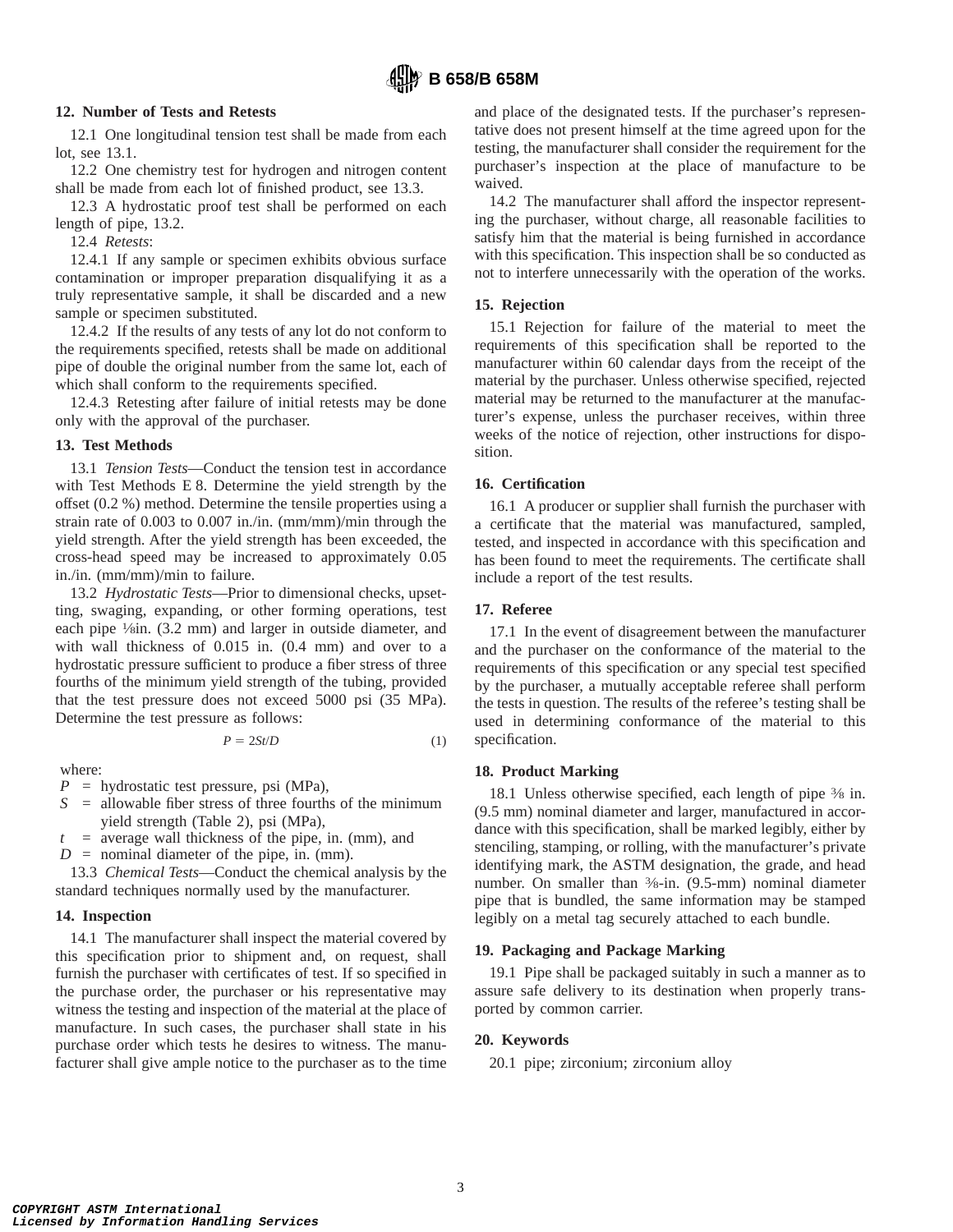## 12. Number of Tests and Retests

12.1 One longitudinal tension test shall be made from each lot, see 13.1.

12.2 One chemistry test for hydrogen and nitrogen content shall be made from each lot of finished product, see 13.3.

12.3 A hydrostatic proof test shall be performed on each length of pipe, 13.2.

12.4 *Retests*:

12.4.1 If any sample or specimen exhibits obvious surface contamination or improper preparation disqualifying it as a truly representative sample, it shall be discarded and a new sample or specimen substituted.

12.4.2 If the results of any tests of any lot do not conform to the requirements specified, retests shall be made on additional pipe of double the original number from the same lot, each of which shall conform to the requirements specified.

12.4.3 Retesting after failure of initial retests may be done only with the approval of the purchaser.

## 13. Test Methods

13.1 *Tension Tests*—Conduct the tension test in accordance with Test Methods E 8. Determine the yield strength by the offset (0.2 %) method. Determine the tensile properties using a strain rate of 0.003 to 0.007 in./in. (mm/mm)/min through the yield strength. After the yield strength has been exceeded, the cross-head speed may be increased to approximately 0.05 in./in. (mm/mm)/min to failure.

13.2 *Hydrostatic Tests*—Prior to dimensional checks, upsetting, swaging, expanding, or other forming operations, test each pipe ⅛ in. (3.2 mm) and larger in outside diameter, and with wall thickness of 0.015 in. (0.4 mm) and over to a hydrostatic pressure sufficient to produce a fiber stress of three fourths of the minimum yield strength of the tubing, provided that the test pressure does not exceed 5000 psi (35 MPa). Determine the test pressure as follows:

$$P = 2St/D \tag{1}$$

where:

$P$ = hydrostatic test pressure, psi (MPa),
$S$ = allowable fiber stress of three fourths of the minimum yield strength (Table 2), psi (MPa),
$t$ = average wall thickness of the pipe, in. (mm), and
$D$ = nominal diameter of the pipe, in. (mm).

13.3 *Chemical Tests*—Conduct the chemical analysis by the standard techniques normally used by the manufacturer.

## 14. Inspection

14.1 The manufacturer shall inspect the material covered by this specification prior to shipment and, on request, shall furnish the purchaser with certificates of test. If so specified in the purchase order, the purchaser or his representative may witness the testing and inspection of the material at the place of manufacture. In such cases, the purchaser shall state in his purchase order which tests he desires to witness. The manufacturer shall give ample notice to the purchaser as to the time and place of the designated tests. If the purchaser's representative does not present himself at the time agreed upon for the testing, the manufacturer shall consider the requirement for the purchaser's inspection at the place of manufacture to be waived.

14.2 The manufacturer shall afford the inspector representing the purchaser, without charge, all reasonable facilities to satisfy him that the material is being furnished in accordance with this specification. This inspection shall be so conducted as not to interfere unnecessarily with the operation of the works.

## 15. Rejection

15.1 Rejection for failure of the material to meet the requirements of this specification shall be reported to the manufacturer within 60 calendar days from the receipt of the material by the purchaser. Unless otherwise specified, rejected material may be returned to the manufacturer at the manufacturer's expense, unless the purchaser receives, within three weeks of the notice of rejection, other instructions for disposition.

## 16. Certification

16.1 A producer or supplier shall furnish the purchaser with a certificate that the material was manufactured, sampled, tested, and inspected in accordance with this specification and has been found to meet the requirements. The certificate shall include a report of the test results.

## 17. Referee

17.1 In the event of disagreement between the manufacturer and the purchaser on the conformance of the material to the requirements of this specification or any special test specified by the purchaser, a mutually acceptable referee shall perform the tests in question. The results of the referee's testing shall be used in determining conformance of the material to this specification.

## 18. Product Marking

18.1 Unless otherwise specified, each length of pipe ⅜ in. (9.5 mm) nominal diameter and larger, manufactured in accordance with this specification, shall be marked legibly, either by stenciling, stamping, or rolling, with the manufacturer's private identifying mark, the ASTM designation, the grade, and head number. On smaller than ⅜-in. (9.5-mm) nominal diameter pipe that is bundled, the same information may be stamped legibly on a metal tag securely attached to each bundle.

## 19. Packaging and Package Marking

19.1 Pipe shall be packaged suitably in such a manner as to assure safe delivery to its destination when properly transported by common carrier.

## 20. Keywords

20.1 pipe; zirconium; zirconium alloy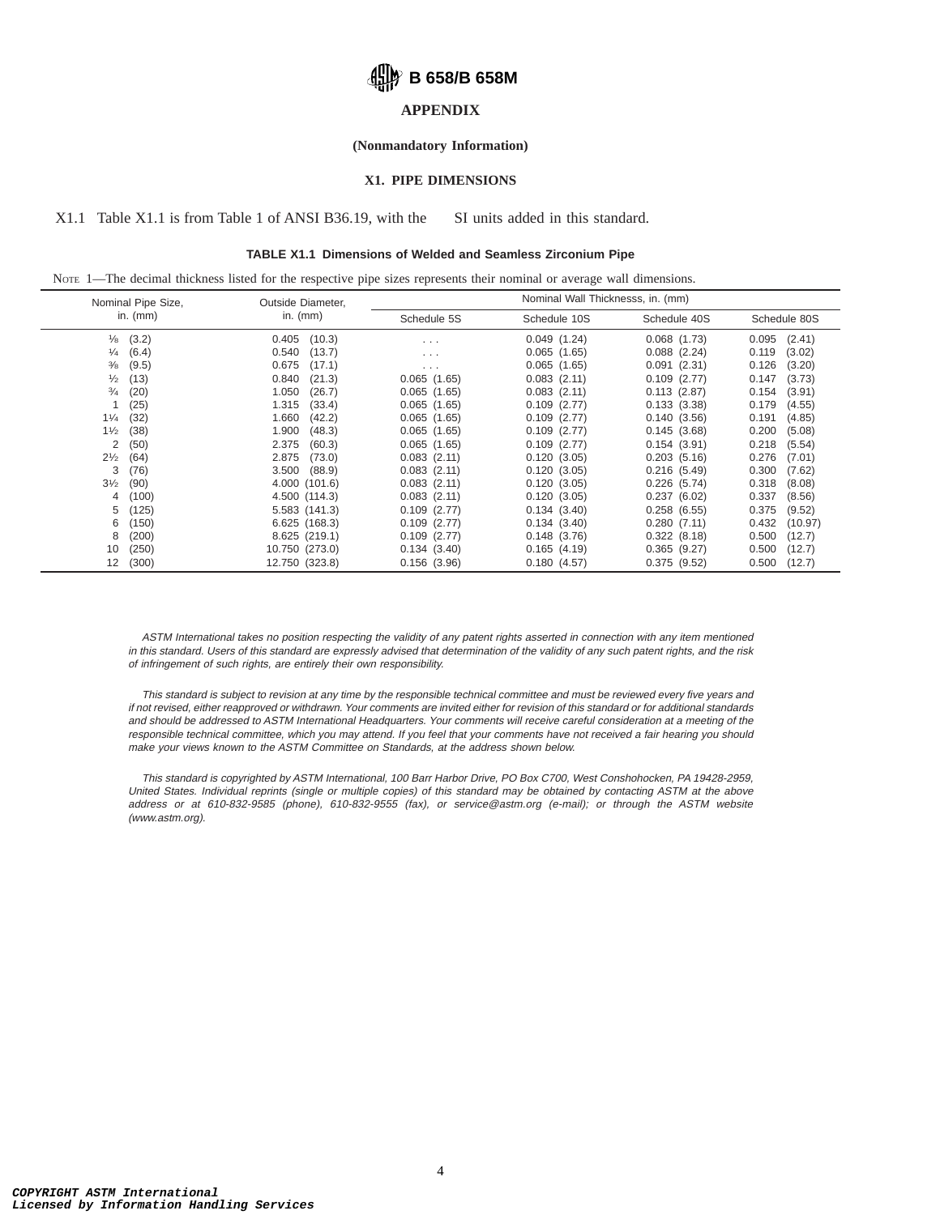## APPENDIX

### (Nonmandatory Information)

### X1. PIPE DIMENSIONS

X1.1 Table X1.1 is from Table 1 of ANSI B36.19, with the SI units added in this standard.

**TABLE X1.1 Dimensions of Welded and Seamless Zirconium Pipe**

NOTE 1—The decimal thickness listed for the respective pipe sizes represents their nominal or average wall dimensions.

| Nominal Pipe Size, in. (mm) | Outside Diameter, in. (mm) | Nominal Wall Thicknesss, in. (mm) | | | |
|---|---|---|---|---|---|
| | | Schedule 5S | Schedule 10S | Schedule 40S | Schedule 80S |
| ⅛ (3.2) | 0.405 (10.3) | . . . | 0.049 (1.24) | 0.068 (1.73) | 0.095 (2.41) |
| ¼ (6.4) | 0.540 (13.7) | . . . | 0.065 (1.65) | 0.088 (2.24) | 0.119 (3.02) |
| ⅜ (9.5) | 0.675 (17.1) | . . . | 0.065 (1.65) | 0.091 (2.31) | 0.126 (3.20) |
| ½ (13) | 0.840 (21.3) | 0.065 (1.65) | 0.083 (2.11) | 0.109 (2.77) | 0.147 (3.73) |
| ¾ (20) | 1.050 (26.7) | 0.065 (1.65) | 0.083 (2.11) | 0.113 (2.87) | 0.154 (3.91) |
| 1 (25) | 1.315 (33.4) | 0.065 (1.65) | 0.109 (2.77) | 0.133 (3.38) | 0.179 (4.55) |
| 1¼ (32) | 1.660 (42.2) | 0.065 (1.65) | 0.109 (2.77) | 0.140 (3.56) | 0.191 (4.85) |
| 1½ (38) | 1.900 (48.3) | 0.065 (1.65) | 0.109 (2.77) | 0.145 (3.68) | 0.200 (5.08) |
| 2 (50) | 2.375 (60.3) | 0.065 (1.65) | 0.109 (2.77) | 0.154 (3.91) | 0.218 (5.54) |
| 2½ (64) | 2.875 (73.0) | 0.083 (2.11) | 0.120 (3.05) | 0.203 (5.16) | 0.276 (7.01) |
| 3 (76) | 3.500 (88.9) | 0.083 (2.11) | 0.120 (3.05) | 0.216 (5.49) | 0.300 (7.62) |
| 3½ (90) | 4.000 (101.6) | 0.083 (2.11) | 0.120 (3.05) | 0.226 (5.74) | 0.318 (8.08) |
| 4 (100) | 4.500 (114.3) | 0.083 (2.11) | 0.120 (3.05) | 0.237 (6.02) | 0.337 (8.56) |
| 5 (125) | 5.583 (141.3) | 0.109 (2.77) | 0.134 (3.40) | 0.258 (6.55) | 0.375 (9.52) |
| 6 (150) | 6.625 (168.3) | 0.109 (2.77) | 0.134 (3.40) | 0.280 (7.11) | 0.432 (10.97) |
| 8 (200) | 8.625 (219.1) | 0.109 (2.77) | 0.148 (3.76) | 0.322 (8.18) | 0.500 (12.7) |
| 10 (250) | 10.750 (273.0) | 0.134 (3.40) | 0.165 (4.19) | 0.365 (9.27) | 0.500 (12.7) |
| 12 (300) | 12.750 (323.8) | 0.156 (3.96) | 0.180 (4.57) | 0.375 (9.52) | 0.500 (12.7) |

*ASTM International takes no position respecting the validity of any patent rights asserted in connection with any item mentioned in this standard. Users of this standard are expressly advised that determination of the validity of any such patent rights, and the risk of infringement of such rights, are entirely their own responsibility.*

*This standard is subject to revision at any time by the responsible technical committee and must be reviewed every five years and if not revised, either reapproved or withdrawn. Your comments are invited either for revision of this standard or for additional standards and should be addressed to ASTM International Headquarters. Your comments will receive careful consideration at a meeting of the responsible technical committee, which you may attend. If you feel that your comments have not received a fair hearing you should make your views known to the ASTM Committee on Standards, at the address shown below.*

*This standard is copyrighted by ASTM International, 100 Barr Harbor Drive, PO Box C700, West Conshohocken, PA 19428-2959, United States. Individual reprints (single or multiple copies) of this standard may be obtained by contacting ASTM at the above address or at 610-832-9585 (phone), 610-832-9555 (fax), or service@astm.org (e-mail); or through the ASTM website (www.astm.org).*